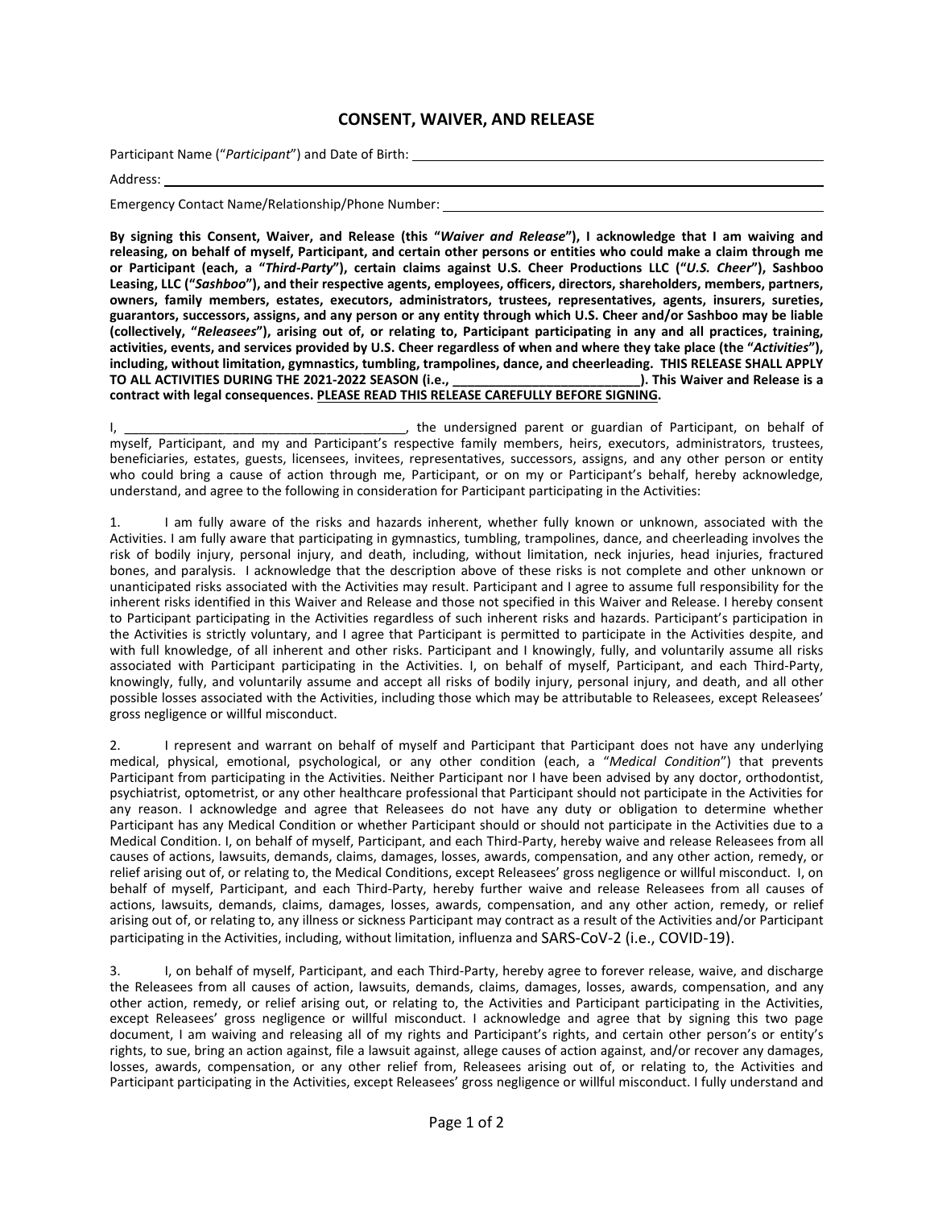# CONSENT, WAIVER, AND RELEASE

Participant Name ("*Participant*") and Date of Birth: ______________________________

Address: ______________________________

Emergency Contact Name/Relationship/Phone Number: ______________________________

**By signing this Consent, Waiver, and Release (this "*Waiver and Release*"), I acknowledge that I am waiving and releasing, on behalf of myself, Participant, and certain other persons or entities who could make a claim through me or Participant (each, a "*Third-Party*"), certain claims against U.S. Cheer Productions LLC ("*U.S. Cheer*"), Sashboo Leasing, LLC ("*Sashboo*"), and their respective agents, employees, officers, directors, shareholders, members, partners, owners, family members, estates, executors, administrators, trustees, representatives, agents, insurers, sureties, guarantors, successors, assigns, and any person or any entity through which U.S. Cheer and/or Sashboo may be liable (collectively, "*Releasees*"), arising out of, or relating to, Participant participating in any and all practices, training, activities, events, and services provided by U.S. Cheer regardless of when and where they take place (the "*Activities*"), including, without limitation, gymnastics, tumbling, trampolines, dance, and cheerleading. THIS RELEASE SHALL APPLY TO ALL ACTIVITIES DURING THE 2021-2022 SEASON (i.e., ___________________________). This Waiver and Release is a contract with legal consequences. <u>PLEASE READ THIS RELEASE CAREFULLY BEFORE SIGNING</u>.**

I, ________________________________________, the undersigned parent or guardian of Participant, on behalf of myself, Participant, and my and Participant's respective family members, heirs, executors, administrators, trustees, beneficiaries, estates, guests, licensees, invitees, representatives, successors, assigns, and any other person or entity who could bring a cause of action through me, Participant, or on my or Participant's behalf, hereby acknowledge, understand, and agree to the following in consideration for Participant participating in the Activities:

1. I am fully aware of the risks and hazards inherent, whether fully known or unknown, associated with the Activities. I am fully aware that participating in gymnastics, tumbling, trampolines, dance, and cheerleading involves the risk of bodily injury, personal injury, and death, including, without limitation, neck injuries, head injuries, fractured bones, and paralysis. I acknowledge that the description above of these risks is not complete and other unknown or unanticipated risks associated with the Activities may result. Participant and I agree to assume full responsibility for the inherent risks identified in this Waiver and Release and those not specified in this Waiver and Release. I hereby consent to Participant participating in the Activities regardless of such inherent risks and hazards. Participant's participation in the Activities is strictly voluntary, and I agree that Participant is permitted to participate in the Activities despite, and with full knowledge, of all inherent and other risks. Participant and I knowingly, fully, and voluntarily assume all risks associated with Participant participating in the Activities. I, on behalf of myself, Participant, and each Third-Party, knowingly, fully, and voluntarily assume and accept all risks of bodily injury, personal injury, and death, and all other possible losses associated with the Activities, including those which may be attributable to Releasees, except Releasees' gross negligence or willful misconduct.

2. I represent and warrant on behalf of myself and Participant that Participant does not have any underlying medical, physical, emotional, psychological, or any other condition (each, a "*Medical Condition*") that prevents Participant from participating in the Activities. Neither Participant nor I have been advised by any doctor, orthodontist, psychiatrist, optometrist, or any other healthcare professional that Participant should not participate in the Activities for any reason. I acknowledge and agree that Releasees do not have any duty or obligation to determine whether Participant has any Medical Condition or whether Participant should or should not participate in the Activities due to a Medical Condition. I, on behalf of myself, Participant, and each Third-Party, hereby waive and release Releasees from all causes of actions, lawsuits, demands, claims, damages, losses, awards, compensation, and any other action, remedy, or relief arising out of, or relating to, the Medical Conditions, except Releasees' gross negligence or willful misconduct. I, on behalf of myself, Participant, and each Third-Party, hereby further waive and release Releasees from all causes of actions, lawsuits, demands, claims, damages, losses, awards, compensation, and any other action, remedy, or relief arising out of, or relating to, any illness or sickness Participant may contract as a result of the Activities and/or Participant participating in the Activities, including, without limitation, influenza and SARS-CoV-2 (i.e., COVID-19).

3. I, on behalf of myself, Participant, and each Third-Party, hereby agree to forever release, waive, and discharge the Releasees from all causes of action, lawsuits, demands, claims, damages, losses, awards, compensation, and any other action, remedy, or relief arising out, or relating to, the Activities and Participant participating in the Activities, except Releasees' gross negligence or willful misconduct. I acknowledge and agree that by signing this two page document, I am waiving and releasing all of my rights and Participant's rights, and certain other person's or entity's rights, to sue, bring an action against, file a lawsuit against, allege causes of action against, and/or recover any damages, losses, awards, compensation, or any other relief from, Releasees arising out of, or relating to, the Activities and Participant participating in the Activities, except Releasees' gross negligence or willful misconduct. I fully understand and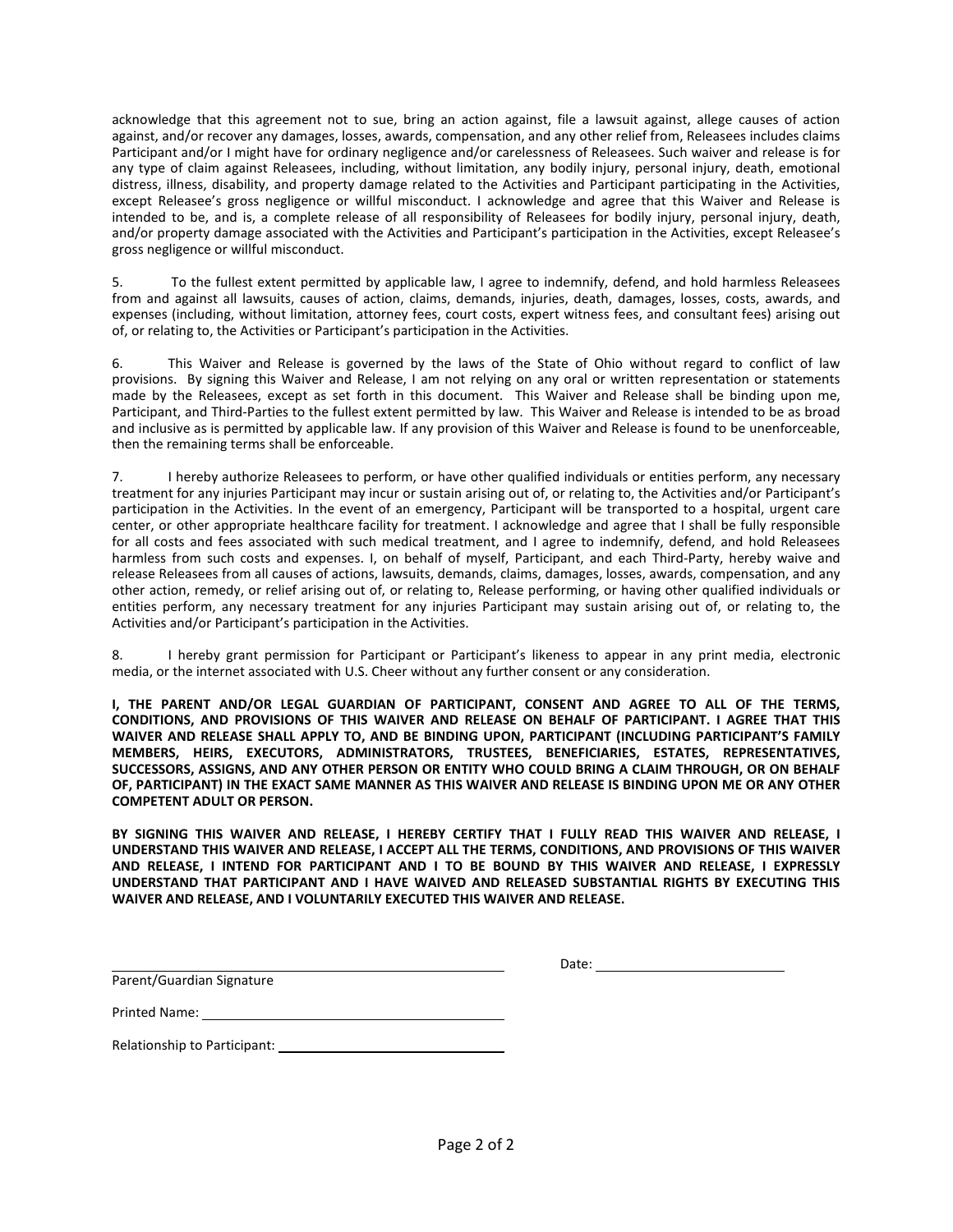acknowledge that this agreement not to sue, bring an action against, file a lawsuit against, allege causes of action against, and/or recover any damages, losses, awards, compensation, and any other relief from, Releasees includes claims Participant and/or I might have for ordinary negligence and/or carelessness of Releasees. Such waiver and release is for any type of claim against Releasees, including, without limitation, any bodily injury, personal injury, death, emotional distress, illness, disability, and property damage related to the Activities and Participant participating in the Activities, except Releasee's gross negligence or willful misconduct. I acknowledge and agree that this Waiver and Release is intended to be, and is, a complete release of all responsibility of Releasees for bodily injury, personal injury, death, and/or property damage associated with the Activities and Participant's participation in the Activities, except Releasee's gross negligence or willful misconduct.

5. To the fullest extent permitted by applicable law, I agree to indemnify, defend, and hold harmless Releasees from and against all lawsuits, causes of action, claims, demands, injuries, death, damages, losses, costs, awards, and expenses (including, without limitation, attorney fees, court costs, expert witness fees, and consultant fees) arising out of, or relating to, the Activities or Participant's participation in the Activities.

6. This Waiver and Release is governed by the laws of the State of Ohio without regard to conflict of law provisions. By signing this Waiver and Release, I am not relying on any oral or written representation or statements made by the Releasees, except as set forth in this document. This Waiver and Release shall be binding upon me, Participant, and Third-Parties to the fullest extent permitted by law. This Waiver and Release is intended to be as broad and inclusive as is permitted by applicable law. If any provision of this Waiver and Release is found to be unenforceable, then the remaining terms shall be enforceable.

7. I hereby authorize Releasees to perform, or have other qualified individuals or entities perform, any necessary treatment for any injuries Participant may incur or sustain arising out of, or relating to, the Activities and/or Participant's participation in the Activities. In the event of an emergency, Participant will be transported to a hospital, urgent care center, or other appropriate healthcare facility for treatment. I acknowledge and agree that I shall be fully responsible for all costs and fees associated with such medical treatment, and I agree to indemnify, defend, and hold Releasees harmless from such costs and expenses. I, on behalf of myself, Participant, and each Third-Party, hereby waive and release Releasees from all causes of actions, lawsuits, demands, claims, damages, losses, awards, compensation, and any other action, remedy, or relief arising out of, or relating to, Release performing, or having other qualified individuals or entities perform, any necessary treatment for any injuries Participant may sustain arising out of, or relating to, the Activities and/or Participant's participation in the Activities.

8. I hereby grant permission for Participant or Participant's likeness to appear in any print media, electronic media, or the internet associated with U.S. Cheer without any further consent or any consideration.

**I, THE PARENT AND/OR LEGAL GUARDIAN OF PARTICIPANT, CONSENT AND AGREE TO ALL OF THE TERMS, CONDITIONS, AND PROVISIONS OF THIS WAIVER AND RELEASE ON BEHALF OF PARTICIPANT. I AGREE THAT THIS WAIVER AND RELEASE SHALL APPLY TO, AND BE BINDING UPON, PARTICIPANT (INCLUDING PARTICIPANT'S FAMILY MEMBERS, HEIRS, EXECUTORS, ADMINISTRATORS, TRUSTEES, BENEFICIARIES, ESTATES, REPRESENTATIVES, SUCCESSORS, ASSIGNS, AND ANY OTHER PERSON OR ENTITY WHO COULD BRING A CLAIM THROUGH, OR ON BEHALF OF, PARTICIPANT) IN THE EXACT SAME MANNER AS THIS WAIVER AND RELEASE IS BINDING UPON ME OR ANY OTHER COMPETENT ADULT OR PERSON.**

**BY SIGNING THIS WAIVER AND RELEASE, I HEREBY CERTIFY THAT I FULLY READ THIS WAIVER AND RELEASE, I UNDERSTAND THIS WAIVER AND RELEASE, I ACCEPT ALL THE TERMS, CONDITIONS, AND PROVISIONS OF THIS WAIVER AND RELEASE, I INTEND FOR PARTICIPANT AND I TO BE BOUND BY THIS WAIVER AND RELEASE, I EXPRESSLY UNDERSTAND THAT PARTICIPANT AND I HAVE WAIVED AND RELEASED SUBSTANTIAL RIGHTS BY EXECUTING THIS WAIVER AND RELEASE, AND I VOLUNTARILY EXECUTED THIS WAIVER AND RELEASE.**

\_\_\_\_\_\_\_\_\_\_\_\_\_\_\_\_\_\_\_\_\_\_\_\_\_\_\_\_\_\_\_\_\_\_\_\_\_\_\_\_ Date: \_\_\_\_\_\_\_\_\_\_\_\_\_\_\_\_\_\_\_\_\_\_

Parent/Guardian Signature

Printed Name: \_\_\_\_\_\_\_\_\_\_\_\_\_\_\_\_\_\_\_\_\_\_\_\_\_\_\_\_\_\_\_\_

Relationship to Participant: \_\_\_\_\_\_\_\_\_\_\_\_\_\_\_\_\_\_\_\_\_\_\_\_